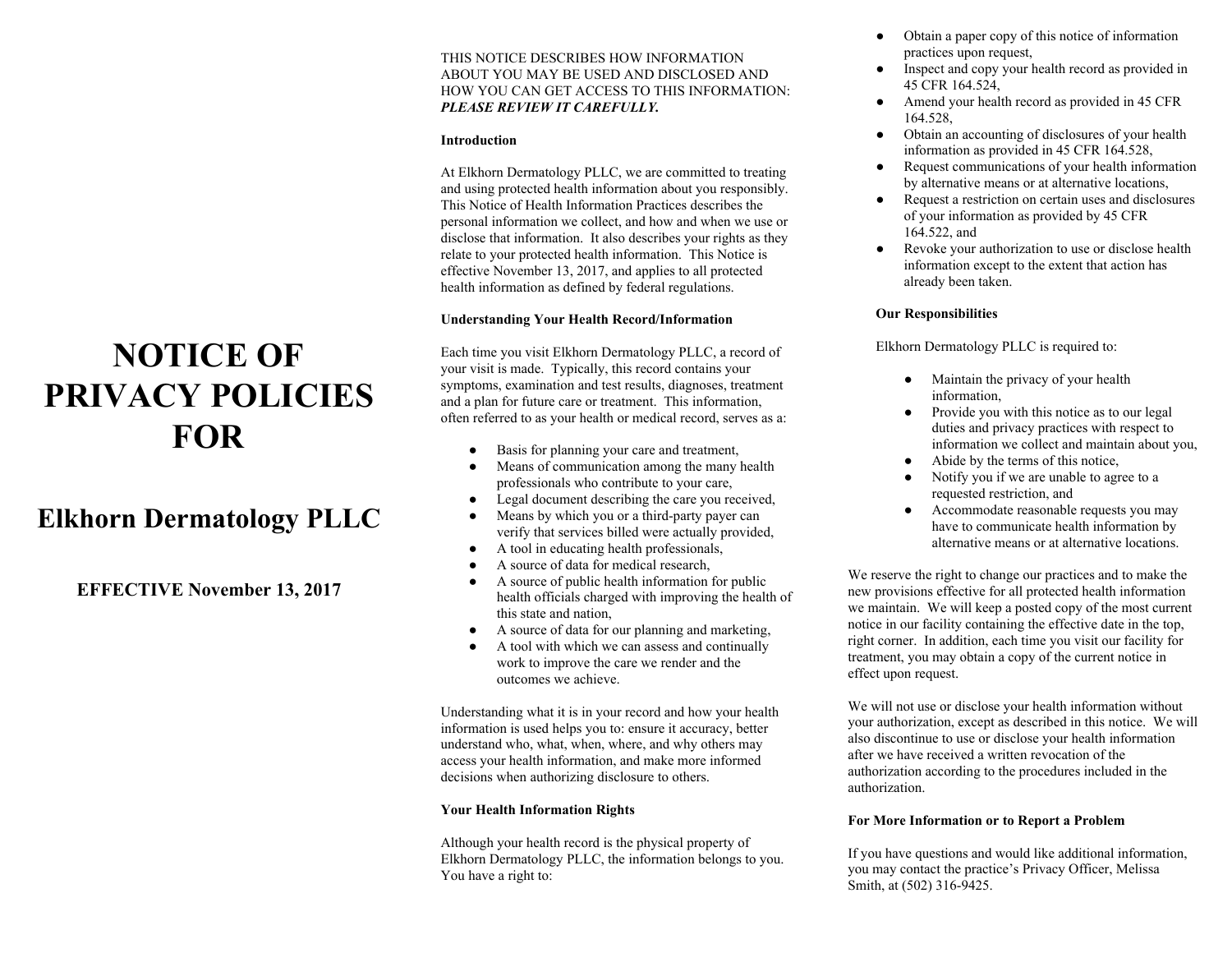# NOTICE OF PRIVACY POLICIES FOR

## Elkhorn Dermatology PLLC

**EFFECTIVE November 13, 2017**

THIS NOTICE DESCRIBES HOW INFORMATION ABOUT YOU MAY BE USED AND DISCLOSED AND HOW YOU CAN GET ACCESS TO THIS INFORMATION: ***PLEASE REVIEW IT CAREFULLY.***

**Introduction**

At Elkhorn Dermatology PLLC, we are committed to treating and using protected health information about you responsibly. This Notice of Health Information Practices describes the personal information we collect, and how and when we use or disclose that information. It also describes your rights as they relate to your protected health information. This Notice is effective November 13, 2017, and applies to all protected health information as defined by federal regulations.

**Understanding Your Health Record/Information**

Each time you visit Elkhorn Dermatology PLLC, a record of your visit is made. Typically, this record contains your symptoms, examination and test results, diagnoses, treatment and a plan for future care or treatment. This information, often referred to as your health or medical record, serves as a:

- Basis for planning your care and treatment,
- Means of communication among the many health professionals who contribute to your care,
- Legal document describing the care you received,
- Means by which you or a third-party payer can verify that services billed were actually provided,
- A tool in educating health professionals,
- A source of data for medical research,
- A source of public health information for public health officials charged with improving the health of this state and nation,
- A source of data for our planning and marketing,
- A tool with which we can assess and continually work to improve the care we render and the outcomes we achieve.

Understanding what it is in your record and how your health information is used helps you to: ensure it accuracy, better understand who, what, when, where, and why others may access your health information, and make more informed decisions when authorizing disclosure to others.

**Your Health Information Rights**

Although your health record is the physical property of Elkhorn Dermatology PLLC, the information belongs to you. You have a right to:

- Obtain a paper copy of this notice of information practices upon request,
- Inspect and copy your health record as provided in 45 CFR 164.524,
- Amend your health record as provided in 45 CFR 164.528,
- Obtain an accounting of disclosures of your health information as provided in 45 CFR 164.528,
- Request communications of your health information by alternative means or at alternative locations,
- Request a restriction on certain uses and disclosures of your information as provided by 45 CFR 164.522, and
- Revoke your authorization to use or disclose health information except to the extent that action has already been taken.

**Our Responsibilities**

Elkhorn Dermatology PLLC is required to:

- Maintain the privacy of your health information,
- Provide you with this notice as to our legal duties and privacy practices with respect to information we collect and maintain about you,
- Abide by the terms of this notice,
- Notify you if we are unable to agree to a requested restriction, and
- Accommodate reasonable requests you may have to communicate health information by alternative means or at alternative locations.

We reserve the right to change our practices and to make the new provisions effective for all protected health information we maintain. We will keep a posted copy of the most current notice in our facility containing the effective date in the top, right corner. In addition, each time you visit our facility for treatment, you may obtain a copy of the current notice in effect upon request.

We will not use or disclose your health information without your authorization, except as described in this notice. We will also discontinue to use or disclose your health information after we have received a written revocation of the authorization according to the procedures included in the authorization.

**For More Information or to Report a Problem**

If you have questions and would like additional information, you may contact the practice's Privacy Officer, Melissa Smith, at (502) 316-9425.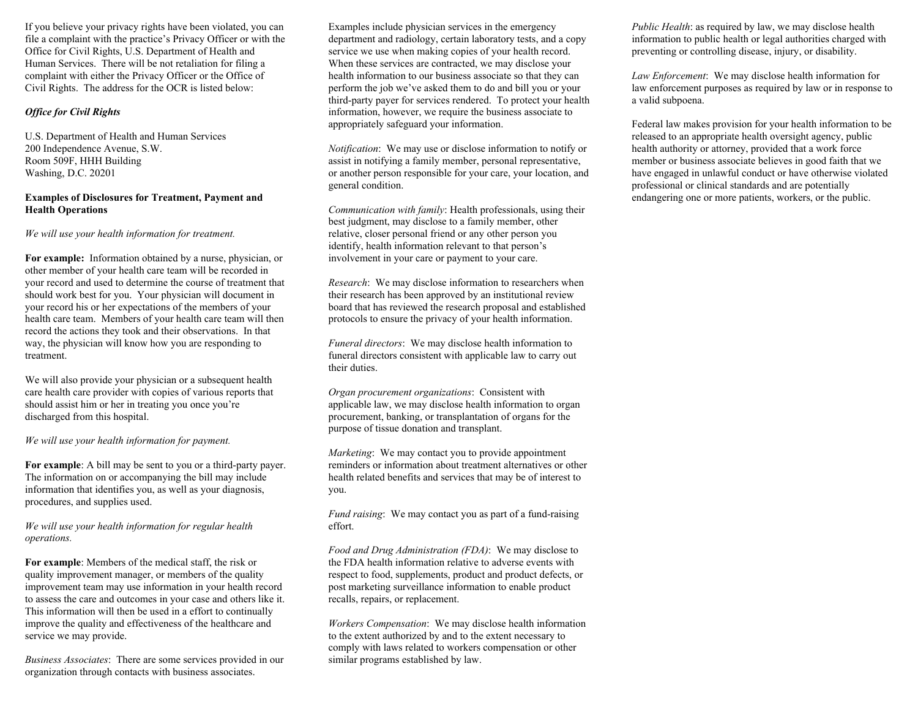If you believe your privacy rights have been violated, you can file a complaint with the practice's Privacy Officer or with the Office for Civil Rights, U.S. Department of Health and Human Services. There will be not retaliation for filing a complaint with either the Privacy Officer or the Office of Civil Rights. The address for the OCR is listed below:

***Office for Civil Rights***

U.S. Department of Health and Human Services
200 Independence Avenue, S.W.
Room 509F, HHH Building
Washing, D.C. 20201

**Examples of Disclosures for Treatment, Payment and Health Operations**

*We will use your health information for treatment.*

**For example:** Information obtained by a nurse, physician, or other member of your health care team will be recorded in your record and used to determine the course of treatment that should work best for you. Your physician will document in your record his or her expectations of the members of your health care team. Members of your health care team will then record the actions they took and their observations. In that way, the physician will know how you are responding to treatment.

We will also provide your physician or a subsequent health care health care provider with copies of various reports that should assist him or her in treating you once you're discharged from this hospital.

*We will use your health information for payment.*

**For example**: A bill may be sent to you or a third-party payer. The information on or accompanying the bill may include information that identifies you, as well as your diagnosis, procedures, and supplies used.

*We will use your health information for regular health operations.*

**For example**: Members of the medical staff, the risk or quality improvement manager, or members of the quality improvement team may use information in your health record to assess the care and outcomes in your case and others like it. This information will then be used in a effort to continually improve the quality and effectiveness of the healthcare and service we may provide.

*Business Associates*: There are some services provided in our organization through contacts with business associates. Examples include physician services in the emergency department and radiology, certain laboratory tests, and a copy service we use when making copies of your health record. When these services are contracted, we may disclose your health information to our business associate so that they can perform the job we've asked them to do and bill you or your third-party payer for services rendered. To protect your health information, however, we require the business associate to appropriately safeguard your information.

*Notification*: We may use or disclose information to notify or assist in notifying a family member, personal representative, or another person responsible for your care, your location, and general condition.

*Communication with family*: Health professionals, using their best judgment, may disclose to a family member, other relative, closer personal friend or any other person you identify, health information relevant to that person's involvement in your care or payment to your care.

*Research*: We may disclose information to researchers when their research has been approved by an institutional review board that has reviewed the research proposal and established protocols to ensure the privacy of your health information.

*Funeral directors*: We may disclose health information to funeral directors consistent with applicable law to carry out their duties.

*Organ procurement organizations*: Consistent with applicable law, we may disclose health information to organ procurement, banking, or transplantation of organs for the purpose of tissue donation and transplant.

*Marketing*: We may contact you to provide appointment reminders or information about treatment alternatives or other health related benefits and services that may be of interest to you.

*Fund raising*: We may contact you as part of a fund-raising effort.

*Food and Drug Administration (FDA)*: We may disclose to the FDA health information relative to adverse events with respect to food, supplements, product and product defects, or post marketing surveillance information to enable product recalls, repairs, or replacement.

*Workers Compensation*: We may disclose health information to the extent authorized by and to the extent necessary to comply with laws related to workers compensation or other similar programs established by law.

*Public Health*: as required by law, we may disclose health information to public health or legal authorities charged with preventing or controlling disease, injury, or disability.

*Law Enforcement*: We may disclose health information for law enforcement purposes as required by law or in response to a valid subpoena.

Federal law makes provision for your health information to be released to an appropriate health oversight agency, public health authority or attorney, provided that a work force member or business associate believes in good faith that we have engaged in unlawful conduct or have otherwise violated professional or clinical standards and are potentially endangering one or more patients, workers, or the public.